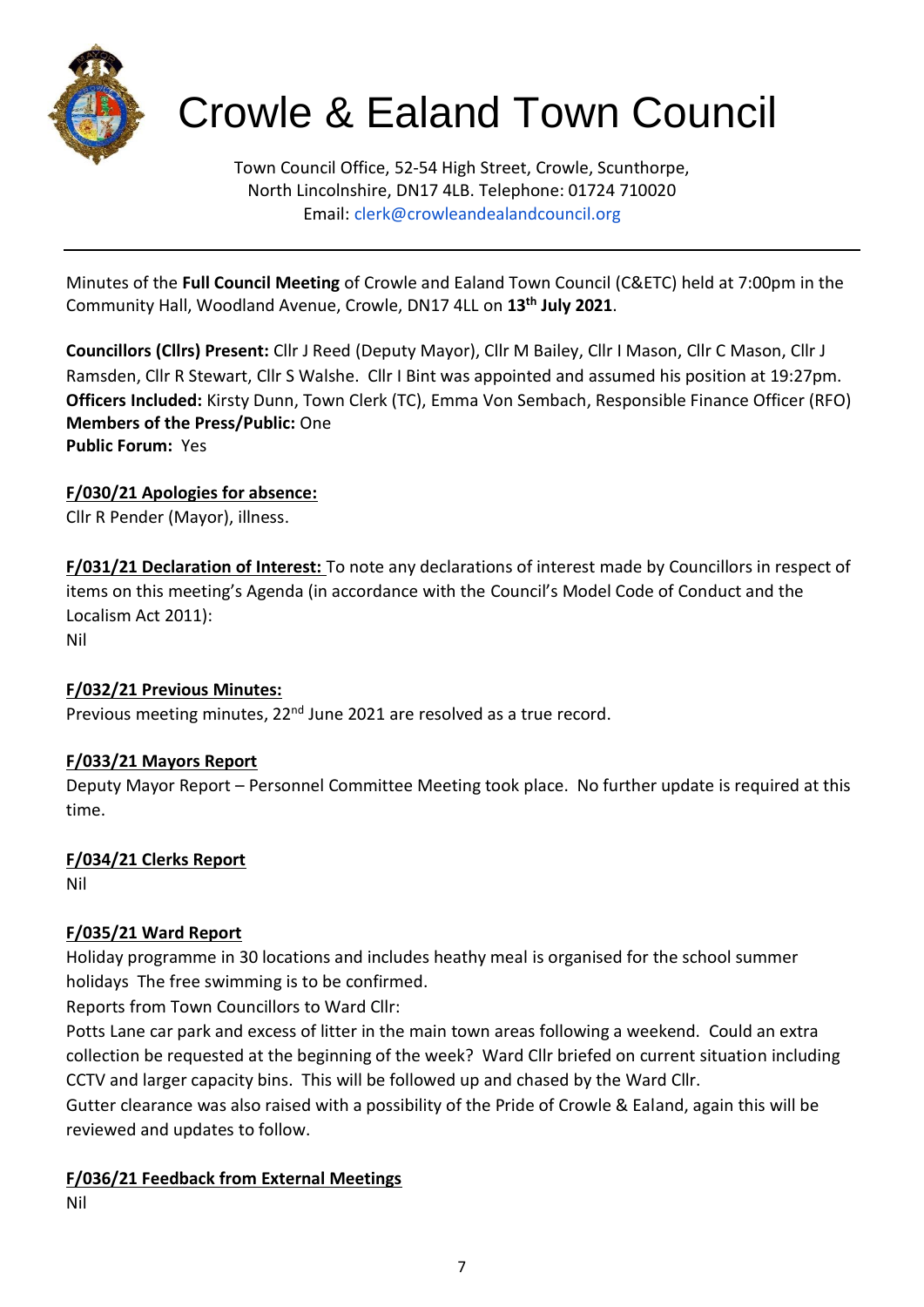# Crowle & Ealand Town Council

Town Council Office, 52-54 High Street, Crowle, Scunthorpe, North Lincolnshire, DN17 4LB. Telephone: 01724 710020
Email: clerk@crowleandealandcouncil.org

---

Minutes of the **Full Council Meeting** of Crowle and Ealand Town Council (C&ETC) held at 7:00pm in the Community Hall, Woodland Avenue, Crowle, DN17 4LL on **13th July 2021**.

**Councillors (Cllrs) Present:** Cllr J Reed (Deputy Mayor), Cllr M Bailey, Cllr I Mason, Cllr C Mason, Cllr J Ramsden, Cllr R Stewart, Cllr S Walshe. Cllr I Bint was appointed and assumed his position at 19:27pm.
**Officers Included:** Kirsty Dunn, Town Clerk (TC), Emma Von Sembach, Responsible Finance Officer (RFO)
**Members of the Press/Public:** One
**Public Forum:** Yes

**F/030/21 Apologies for absence:**
Cllr R Pender (Mayor), illness.

**F/031/21 Declaration of Interest:** To note any declarations of interest made by Councillors in respect of items on this meeting's Agenda (in accordance with the Council's Model Code of Conduct and the Localism Act 2011):
Nil

**F/032/21 Previous Minutes:**
Previous meeting minutes, 22nd June 2021 are resolved as a true record.

**F/033/21 Mayors Report**
Deputy Mayor Report – Personnel Committee Meeting took place. No further update is required at this time.

**F/034/21 Clerks Report**
Nil

**F/035/21 Ward Report**
Holiday programme in 30 locations and includes heathy meal is organised for the school summer holidays The free swimming is to be confirmed.
Reports from Town Councillors to Ward Cllr:
Potts Lane car park and excess of litter in the main town areas following a weekend. Could an extra collection be requested at the beginning of the week? Ward Cllr briefed on current situation including CCTV and larger capacity bins. This will be followed up and chased by the Ward Cllr.
Gutter clearance was also raised with a possibility of the Pride of Crowle & Ealand, again this will be reviewed and updates to follow.

**F/036/21 Feedback from External Meetings**
Nil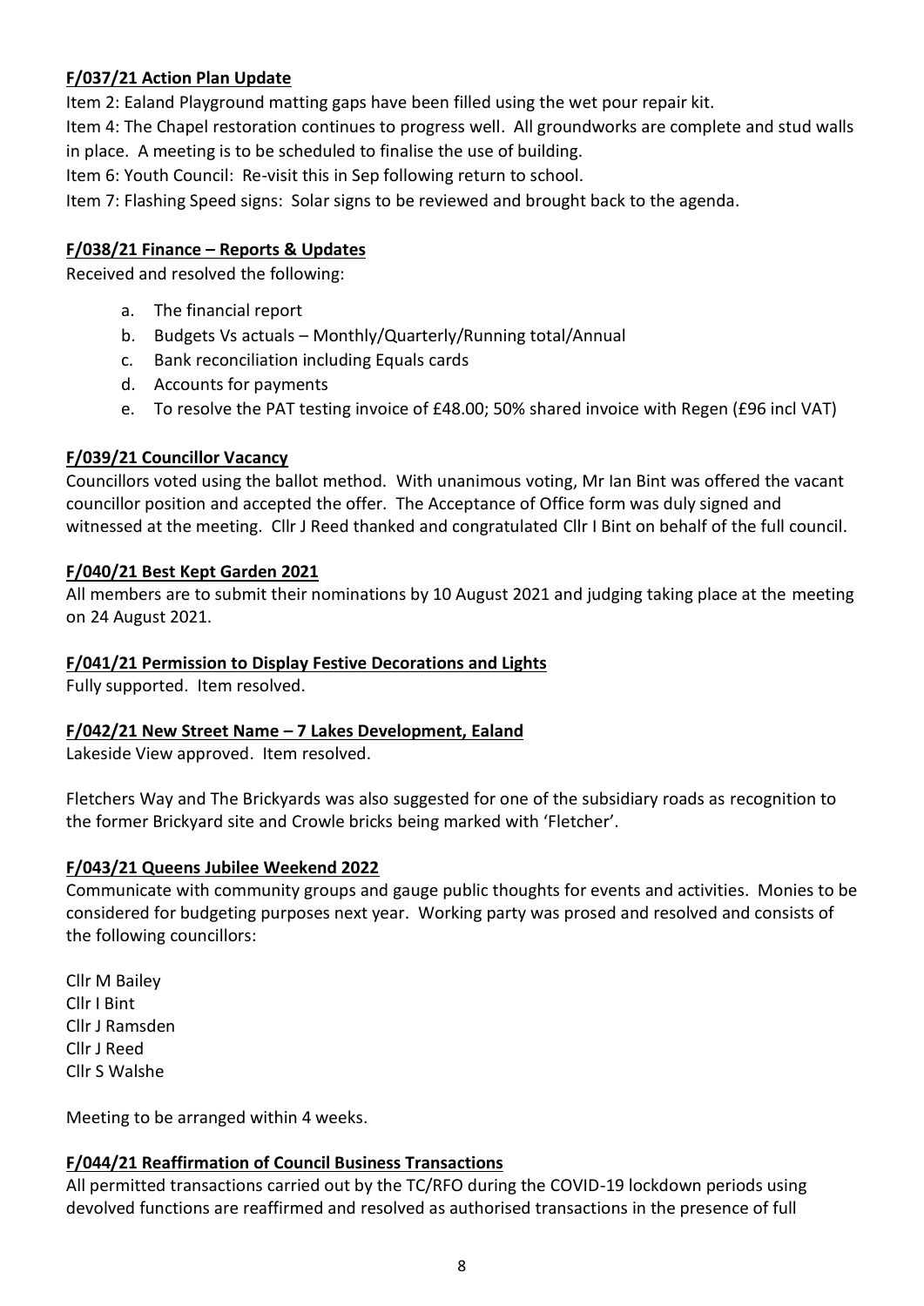**F/037/21 Action Plan Update**

Item 2: Ealand Playground matting gaps have been filled using the wet pour repair kit.

Item 4: The Chapel restoration continues to progress well. All groundworks are complete and stud walls in place. A meeting is to be scheduled to finalise the use of building.

Item 6: Youth Council: Re-visit this in Sep following return to school.

Item 7: Flashing Speed signs: Solar signs to be reviewed and brought back to the agenda.

**F/038/21 Finance – Reports & Updates**

Received and resolved the following:

a. The financial report
b. Budgets Vs actuals – Monthly/Quarterly/Running total/Annual
c. Bank reconciliation including Equals cards
d. Accounts for payments
e. To resolve the PAT testing invoice of £48.00; 50% shared invoice with Regen (£96 incl VAT)

**F/039/21 Councillor Vacancy**

Councillors voted using the ballot method. With unanimous voting, Mr Ian Bint was offered the vacant councillor position and accepted the offer. The Acceptance of Office form was duly signed and witnessed at the meeting. Cllr J Reed thanked and congratulated Cllr I Bint on behalf of the full council.

**F/040/21 Best Kept Garden 2021**

All members are to submit their nominations by 10 August 2021 and judging taking place at the meeting on 24 August 2021.

**F/041/21 Permission to Display Festive Decorations and Lights**

Fully supported. Item resolved.

**F/042/21 New Street Name – 7 Lakes Development, Ealand**

Lakeside View approved. Item resolved.

Fletchers Way and The Brickyards was also suggested for one of the subsidiary roads as recognition to the former Brickyard site and Crowle bricks being marked with 'Fletcher'.

**F/043/21 Queens Jubilee Weekend 2022**

Communicate with community groups and gauge public thoughts for events and activities. Monies to be considered for budgeting purposes next year. Working party was prosed and resolved and consists of the following councillors:

Cllr M Bailey
Cllr I Bint
Cllr J Ramsden
Cllr J Reed
Cllr S Walshe

Meeting to be arranged within 4 weeks.

**F/044/21 Reaffirmation of Council Business Transactions**

All permitted transactions carried out by the TC/RFO during the COVID-19 lockdown periods using devolved functions are reaffirmed and resolved as authorised transactions in the presence of full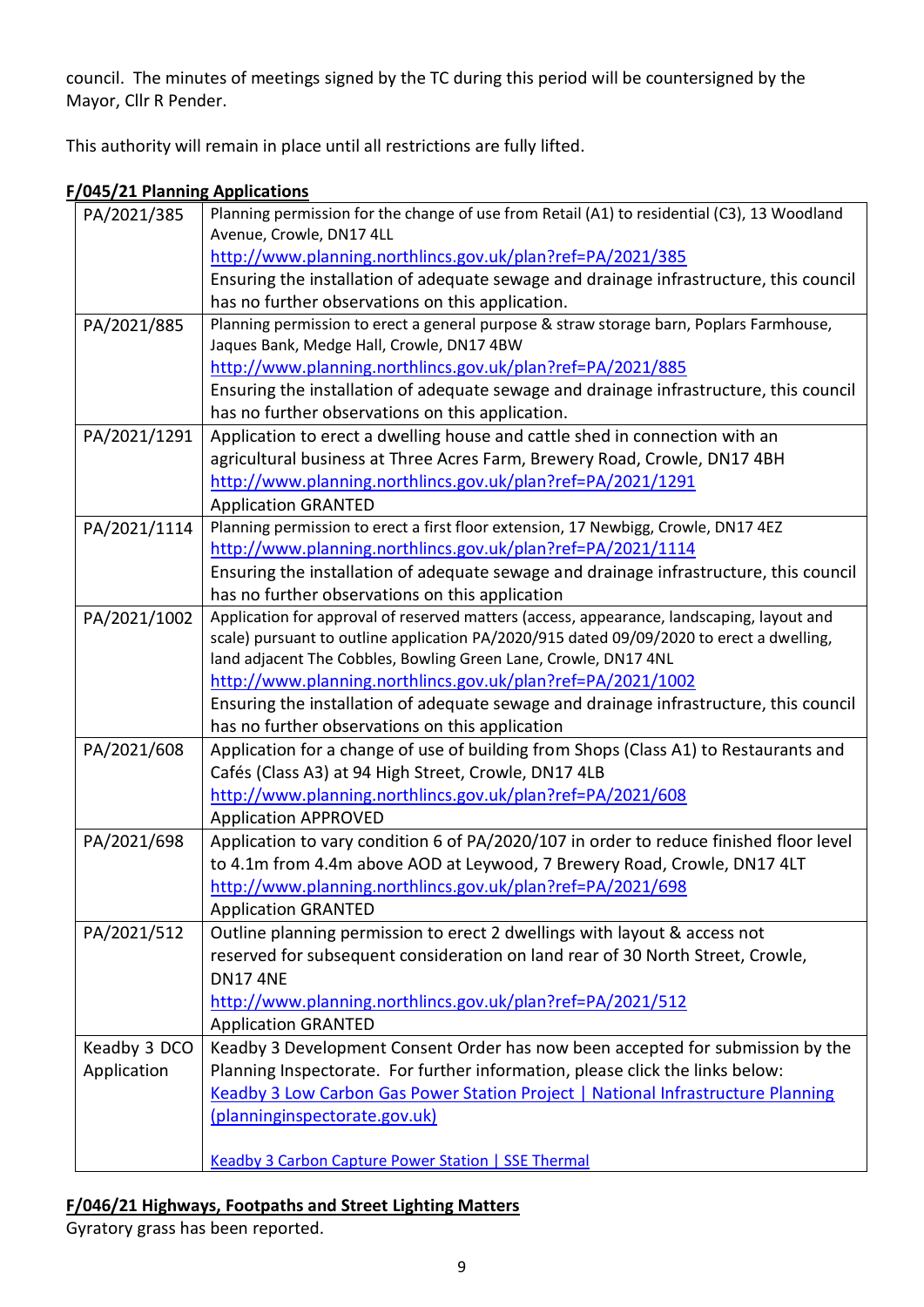council. The minutes of meetings signed by the TC during this period will be countersigned by the Mayor, Cllr R Pender.

This authority will remain in place until all restrictions are fully lifted.

**F/045/21 Planning Applications**

| | |
|---|---|
| PA/2021/385 | Planning permission for the change of use from Retail (A1) to residential (C3), 13 Woodland Avenue, Crowle, DN17 4LL<br>http://www.planning.northlincs.gov.uk/plan?ref=PA/2021/385<br>Ensuring the installation of adequate sewage and drainage infrastructure, this council has no further observations on this application. |
| PA/2021/885 | Planning permission to erect a general purpose & straw storage barn, Poplars Farmhouse, Jaques Bank, Medge Hall, Crowle, DN17 4BW<br>http://www.planning.northlincs.gov.uk/plan?ref=PA/2021/885<br>Ensuring the installation of adequate sewage and drainage infrastructure, this council has no further observations on this application. |
| PA/2021/1291 | Application to erect a dwelling house and cattle shed in connection with an agricultural business at Three Acres Farm, Brewery Road, Crowle, DN17 4BH<br>http://www.planning.northlincs.gov.uk/plan?ref=PA/2021/1291<br>Application GRANTED |
| PA/2021/1114 | Planning permission to erect a first floor extension, 17 Newbigg, Crowle, DN17 4EZ<br>http://www.planning.northlincs.gov.uk/plan?ref=PA/2021/1114<br>Ensuring the installation of adequate sewage and drainage infrastructure, this council has no further observations on this application |
| PA/2021/1002 | Application for approval of reserved matters (access, appearance, landscaping, layout and scale) pursuant to outline application PA/2020/915 dated 09/09/2020 to erect a dwelling, land adjacent The Cobbles, Bowling Green Lane, Crowle, DN17 4NL<br>http://www.planning.northlincs.gov.uk/plan?ref=PA/2021/1002<br>Ensuring the installation of adequate sewage and drainage infrastructure, this council has no further observations on this application |
| PA/2021/608 | Application for a change of use of building from Shops (Class A1) to Restaurants and Cafés (Class A3) at 94 High Street, Crowle, DN17 4LB<br>http://www.planning.northlincs.gov.uk/plan?ref=PA/2021/608<br>Application APPROVED |
| PA/2021/698 | Application to vary condition 6 of PA/2020/107 in order to reduce finished floor level to 4.1m from 4.4m above AOD at Leywood, 7 Brewery Road, Crowle, DN17 4LT<br>http://www.planning.northlincs.gov.uk/plan?ref=PA/2021/698<br>Application GRANTED |
| PA/2021/512 | Outline planning permission to erect 2 dwellings with layout & access not reserved for subsequent consideration on land rear of 30 North Street, Crowle, DN17 4NE<br>http://www.planning.northlincs.gov.uk/plan?ref=PA/2021/512<br>Application GRANTED |
| Keadby 3 DCO Application | Keadby 3 Development Consent Order has now been accepted for submission by the Planning Inspectorate. For further information, please click the links below:<br>Keadby 3 Low Carbon Gas Power Station Project \| National Infrastructure Planning (planninginspectorate.gov.uk)<br><br>Keadby 3 Carbon Capture Power Station \| SSE Thermal |

**F/046/21 Highways, Footpaths and Street Lighting Matters**

Gyratory grass has been reported.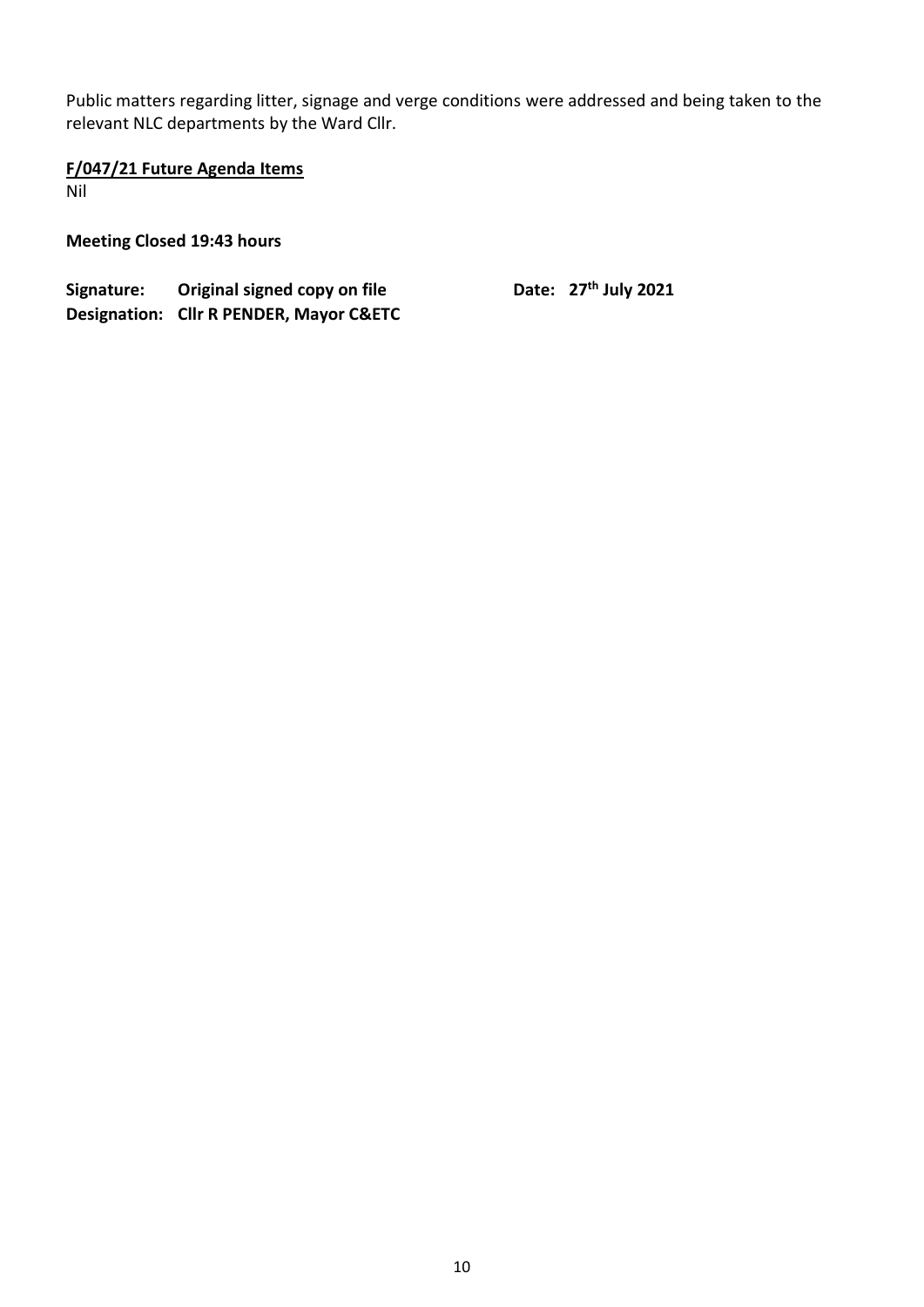Public matters regarding litter, signage and verge conditions were addressed and being taken to the relevant NLC departments by the Ward Cllr.

**F/047/21 Future Agenda Items**

Nil

**Meeting Closed 19:43 hours**

**Signature: Original signed copy on file** **Date: 27th July 2021**

**Designation: Cllr R PENDER, Mayor C&ETC**